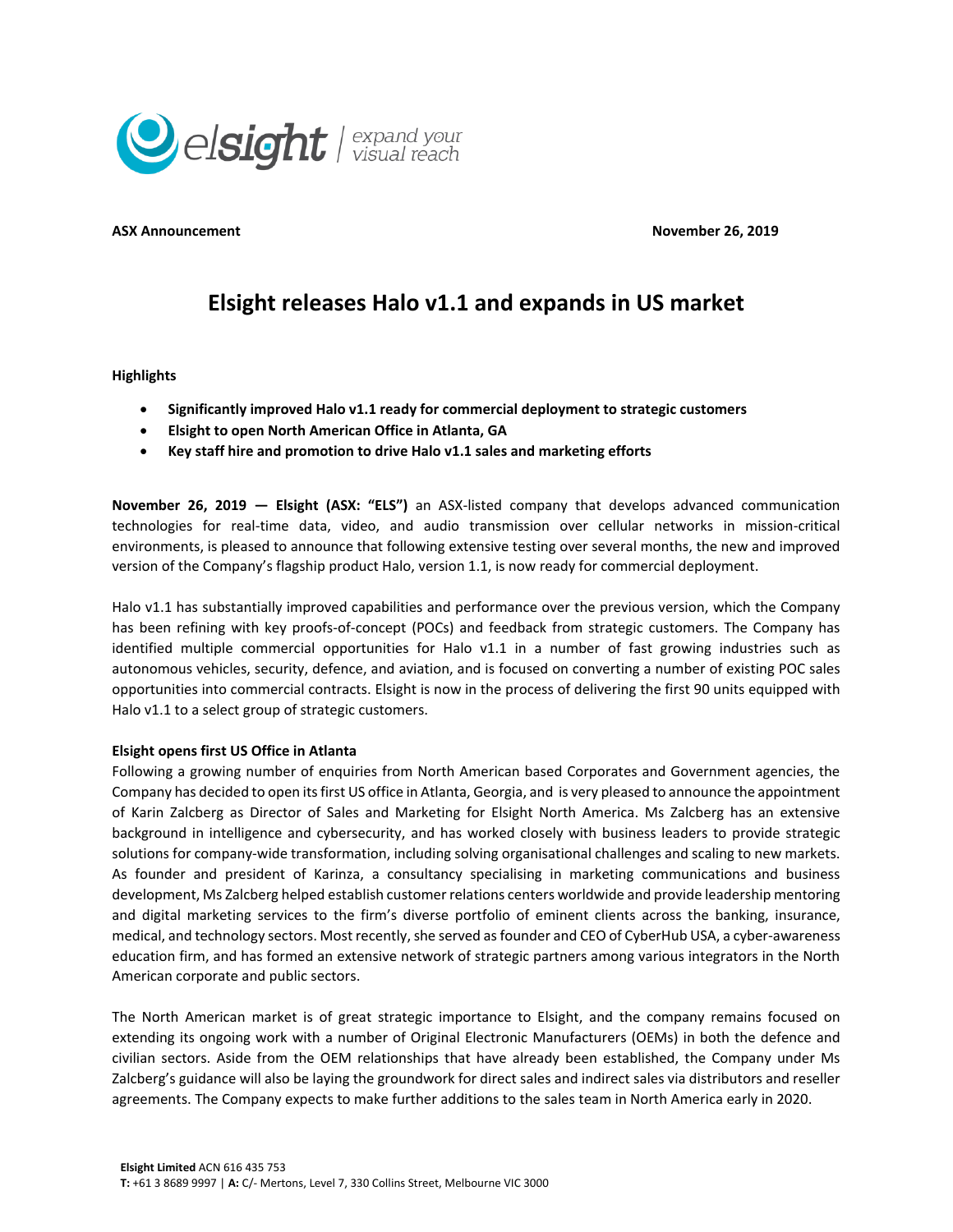elsight | expand your visual reach

**ASX Announcement** **November 26, 2019**

# Elsight releases Halo v1.1 and expands in US market

**Highlights**

- **Significantly improved Halo v1.1 ready for commercial deployment to strategic customers**
- **Elsight to open North American Office in Atlanta, GA**
- **Key staff hire and promotion to drive Halo v1.1 sales and marketing efforts**

**November 26, 2019 — Elsight (ASX: "ELS")** an ASX-listed company that develops advanced communication technologies for real-time data, video, and audio transmission over cellular networks in mission-critical environments, is pleased to announce that following extensive testing over several months, the new and improved version of the Company's flagship product Halo, version 1.1, is now ready for commercial deployment.

Halo v1.1 has substantially improved capabilities and performance over the previous version, which the Company has been refining with key proofs-of-concept (POCs) and feedback from strategic customers. The Company has identified multiple commercial opportunities for Halo v1.1 in a number of fast growing industries such as autonomous vehicles, security, defence, and aviation, and is focused on converting a number of existing POC sales opportunities into commercial contracts. Elsight is now in the process of delivering the first 90 units equipped with Halo v1.1 to a select group of strategic customers.

**Elsight opens first US Office in Atlanta**

Following a growing number of enquiries from North American based Corporates and Government agencies, the Company has decided to open its first US office in Atlanta, Georgia, and is very pleased to announce the appointment of Karin Zalcberg as Director of Sales and Marketing for Elsight North America. Ms Zalcberg has an extensive background in intelligence and cybersecurity, and has worked closely with business leaders to provide strategic solutions for company-wide transformation, including solving organisational challenges and scaling to new markets. As founder and president of Karinza, a consultancy specialising in marketing communications and business development, Ms Zalcberg helped establish customer relations centers worldwide and provide leadership mentoring and digital marketing services to the firm's diverse portfolio of eminent clients across the banking, insurance, medical, and technology sectors. Most recently, she served as founder and CEO of CyberHub USA, a cyber-awareness education firm, and has formed an extensive network of strategic partners among various integrators in the North American corporate and public sectors.

The North American market is of great strategic importance to Elsight, and the company remains focused on extending its ongoing work with a number of Original Electronic Manufacturers (OEMs) in both the defence and civilian sectors. Aside from the OEM relationships that have already been established, the Company under Ms Zalcberg's guidance will also be laying the groundwork for direct sales and indirect sales via distributors and reseller agreements. The Company expects to make further additions to the sales team in North America early in 2020.

**Elsight Limited** ACN 616 435 753
**T:** +61 3 8689 9997 | **A:** C/- Mertons, Level 7, 330 Collins Street, Melbourne VIC 3000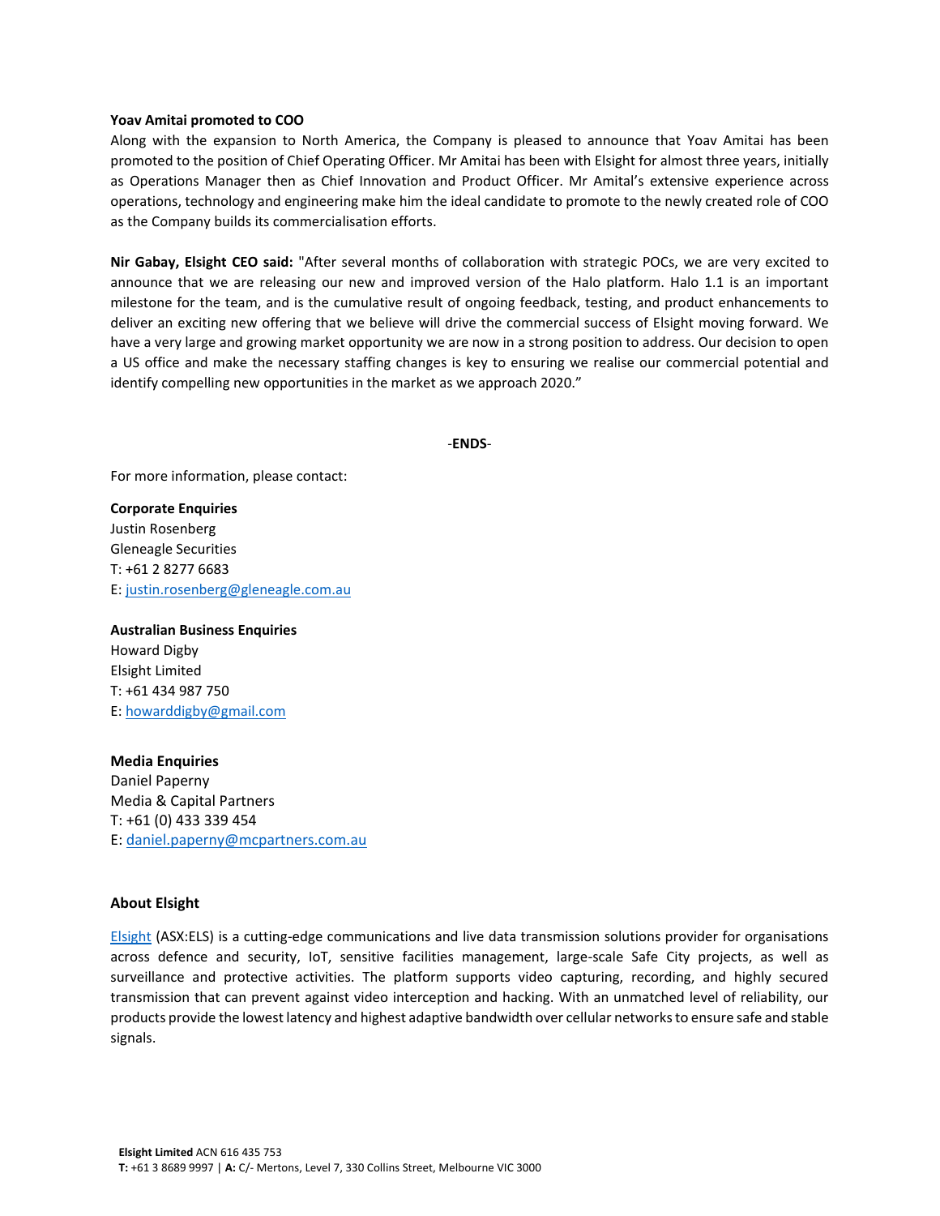**Yoav Amitai promoted to COO**

Along with the expansion to North America, the Company is pleased to announce that Yoav Amitai has been promoted to the position of Chief Operating Officer. Mr Amitai has been with Elsight for almost three years, initially as Operations Manager then as Chief Innovation and Product Officer. Mr Amital's extensive experience across operations, technology and engineering make him the ideal candidate to promote to the newly created role of COO as the Company builds its commercialisation efforts.

**Nir Gabay, Elsight CEO said:** "After several months of collaboration with strategic POCs, we are very excited to announce that we are releasing our new and improved version of the Halo platform. Halo 1.1 is an important milestone for the team, and is the cumulative result of ongoing feedback, testing, and product enhancements to deliver an exciting new offering that we believe will drive the commercial success of Elsight moving forward. We have a very large and growing market opportunity we are now in a strong position to address. Our decision to open a US office and make the necessary staffing changes is key to ensuring we realise our commercial potential and identify compelling new opportunities in the market as we approach 2020."

-**ENDS**-

For more information, please contact:

**Corporate Enquiries**
Justin Rosenberg
Gleneagle Securities
T: +61 2 8277 6683
E: justin.rosenberg@gleneagle.com.au

**Australian Business Enquiries**
Howard Digby
Elsight Limited
T: +61 434 987 750
E: howarddigby@gmail.com

**Media Enquiries**
Daniel Paperny
Media & Capital Partners
T: +61 (0) 433 339 454
E: daniel.paperny@mcpartners.com.au

**About Elsight**

Elsight (ASX:ELS) is a cutting-edge communications and live data transmission solutions provider for organisations across defence and security, IoT, sensitive facilities management, large-scale Safe City projects, as well as surveillance and protective activities. The platform supports video capturing, recording, and highly secured transmission that can prevent against video interception and hacking. With an unmatched level of reliability, our products provide the lowest latency and highest adaptive bandwidth over cellular networks to ensure safe and stable signals.